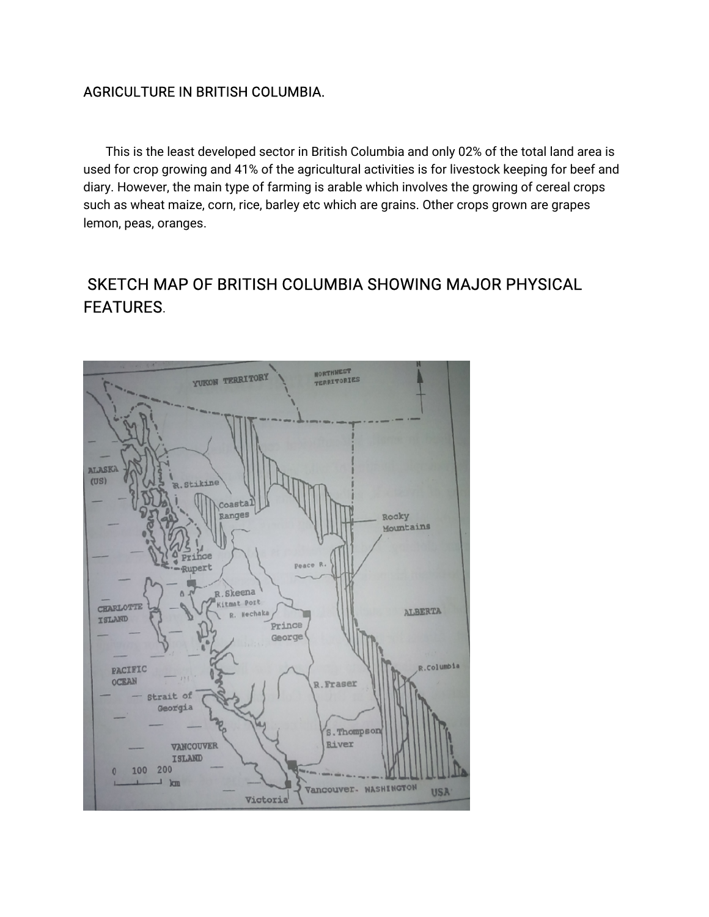# AGRICULTURE IN BRITISH COLUMBIA.

This is the least developed sector in British Columbia and only 02% of the total land area is used for crop growing and 41% of the agricultural activities is for livestock keeping for beef and diary. However, the main type of farming is arable which involves the growing of cereal crops such as wheat maize, corn, rice, barley etc which are grains. Other crops grown are grapes lemon, peas, oranges.

## SKETCH MAP OF BRITISH COLUMBIA SHOWING MAJOR PHYSICAL FEATURES.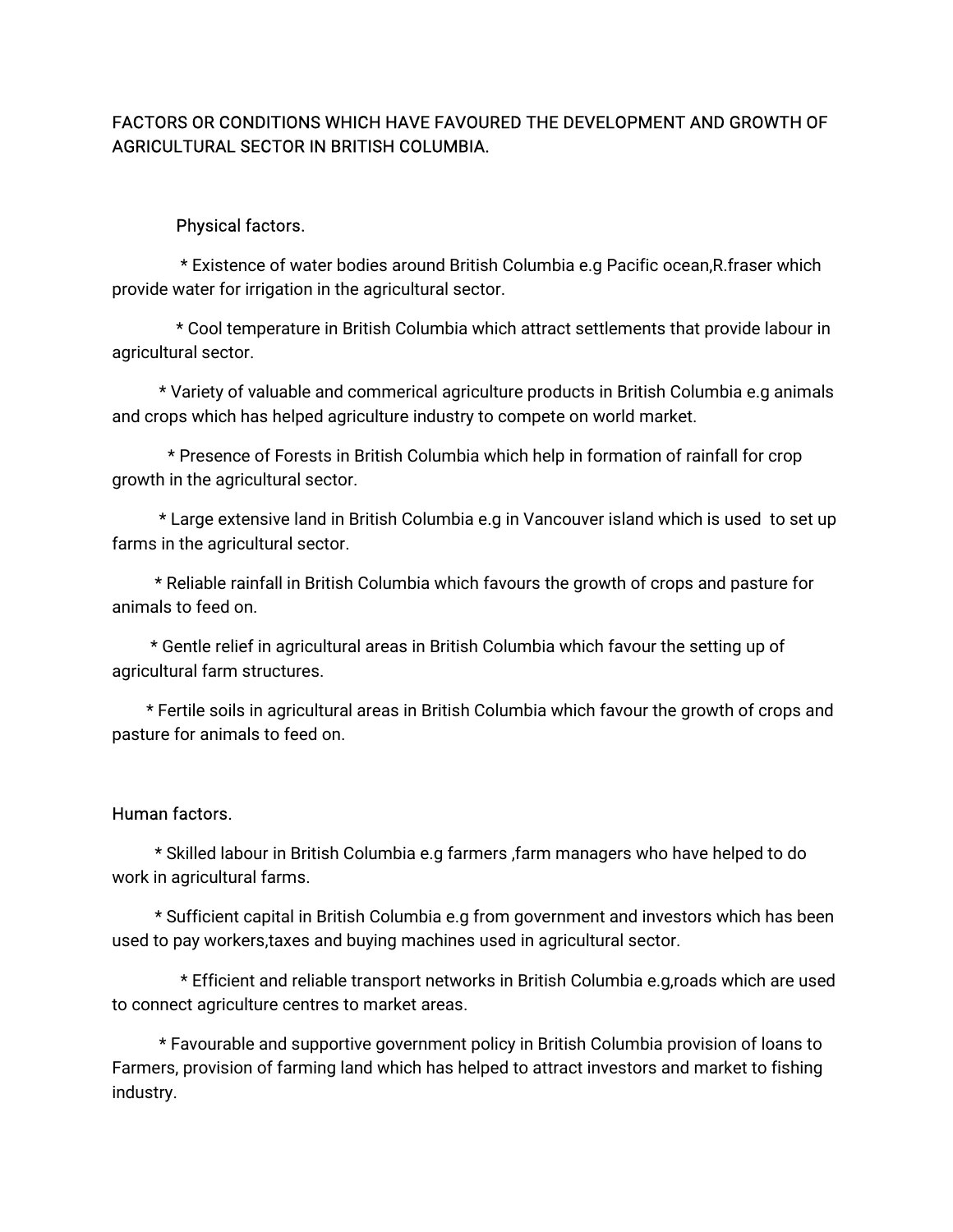FACTORS OR CONDITIONS WHICH HAVE FAVOURED THE DEVELOPMENT AND GROWTH OF AGRICULTURAL SECTOR IN BRITISH COLUMBIA.

Physical factors.

* Existence of water bodies around British Columbia e.g Pacific ocean,R.fraser which provide water for irrigation in the agricultural sector.

* Cool temperature in British Columbia which attract settlements that provide labour in agricultural sector.

* Variety of valuable and commerical agriculture products in British Columbia e.g animals and crops which has helped agriculture industry to compete on world market.

* Presence of Forests in British Columbia which help in formation of rainfall for crop growth in the agricultural sector.

* Large extensive land in British Columbia e.g in Vancouver island which is used  to set up farms in the agricultural sector.

* Reliable rainfall in British Columbia which favours the growth of crops and pasture for animals to feed on.

* Gentle relief in agricultural areas in British Columbia which favour the setting up of agricultural farm structures.

* Fertile soils in agricultural areas in British Columbia which favour the growth of crops and pasture for animals to feed on.

Human factors.

* Skilled labour in British Columbia e.g farmers ,farm managers who have helped to do work in agricultural farms.

* Sufficient capital in British Columbia e.g from government and investors which has been used to pay workers,taxes and buying machines used in agricultural sector.

* Efficient and reliable transport networks in British Columbia e.g,roads which are used to connect agriculture centres to market areas.

* Favourable and supportive government policy in British Columbia provision of loans to Farmers, provision of farming land which has helped to attract investors and market to fishing industry.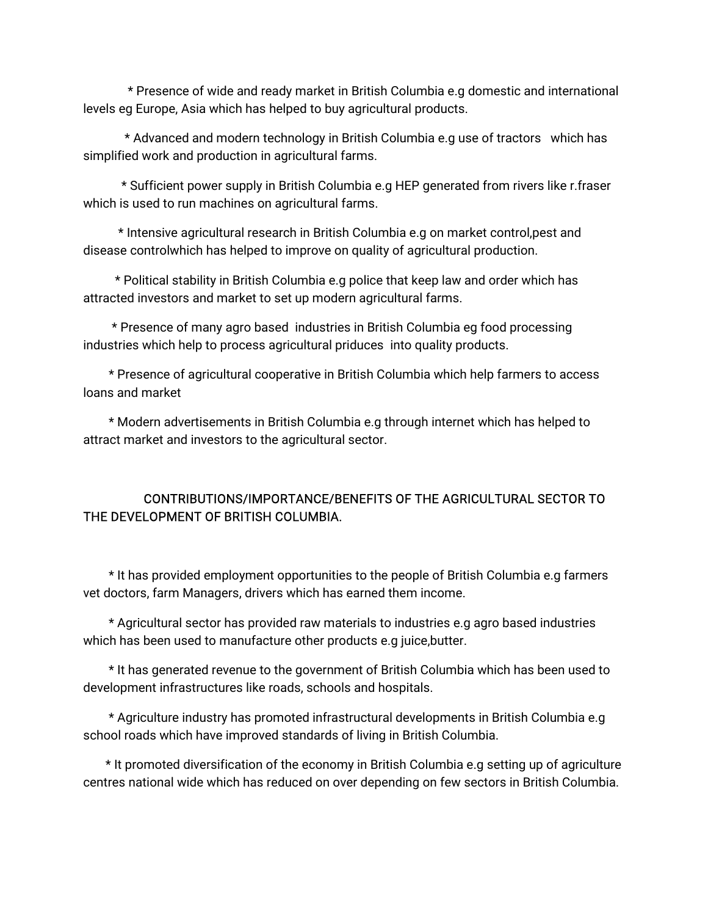* Presence of wide and ready market in British Columbia e.g domestic and international levels eg Europe, Asia which has helped to buy agricultural products.

* Advanced and modern technology in British Columbia e.g use of tractors which has simplified work and production in agricultural farms.

* Sufficient power supply in British Columbia e.g HEP generated from rivers like r.fraser which is used to run machines on agricultural farms.

* Intensive agricultural research in British Columbia e.g on market control,pest and disease controlwhich has helped to improve on quality of agricultural production.

* Political stability in British Columbia e.g police that keep law and order which has attracted investors and market to set up modern agricultural farms.

* Presence of many agro based industries in British Columbia eg food processing industries which help to process agricultural priduces into quality products.

* Presence of agricultural cooperative in British Columbia which help farmers to access loans and market

* Modern advertisements in British Columbia e.g through internet which has helped to attract market and investors to the agricultural sector.

## CONTRIBUTIONS/IMPORTANCE/BENEFITS OF THE AGRICULTURAL SECTOR TO THE DEVELOPMENT OF BRITISH COLUMBIA.

* It has provided employment opportunities to the people of British Columbia e.g farmers vet doctors, farm Managers, drivers which has earned them income.

* Agricultural sector has provided raw materials to industries e.g agro based industries which has been used to manufacture other products e.g juice,butter.

* It has generated revenue to the government of British Columbia which has been used to development infrastructures like roads, schools and hospitals.

* Agriculture industry has promoted infrastructural developments in British Columbia e.g school roads which have improved standards of living in British Columbia.

* It promoted diversification of the economy in British Columbia e.g setting up of agriculture centres national wide which has reduced on over depending on few sectors in British Columbia.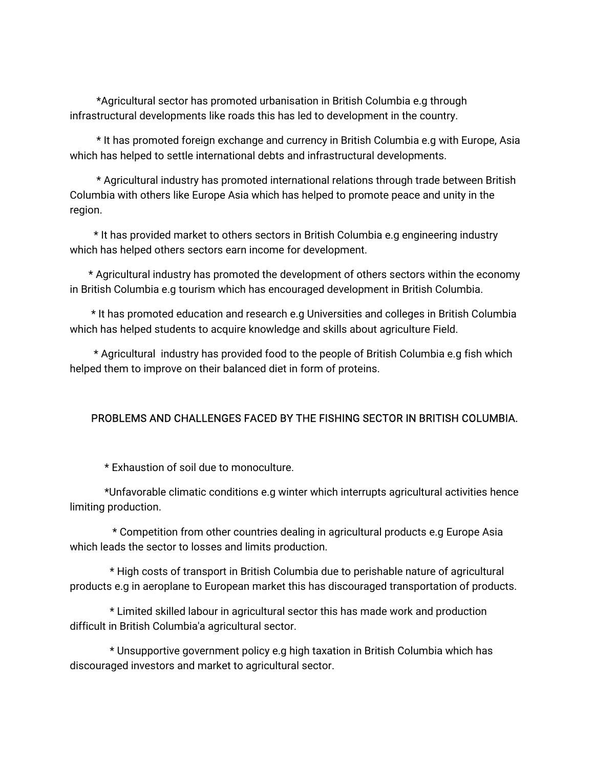*Agricultural sector has promoted urbanisation in British Columbia e.g through infrastructural developments like roads this has led to development in the country.

* It has promoted foreign exchange and currency in British Columbia e.g with Europe, Asia which has helped to settle international debts and infrastructural developments.

* Agricultural industry has promoted international relations through trade between British Columbia with others like Europe Asia which has helped to promote peace and unity in the region.

* It has provided market to others sectors in British Columbia e.g engineering industry which has helped others sectors earn income for development.

* Agricultural industry has promoted the development of others sectors within the economy in British Columbia e.g tourism which has encouraged development in British Columbia.

* It has promoted education and research e.g Universities and colleges in British Columbia which has helped students to acquire knowledge and skills about agriculture Field.

* Agricultural industry has provided food to the people of British Columbia e.g fish which helped them to improve on their balanced diet in form of proteins.

## PROBLEMS AND CHALLENGES FACED BY THE FISHING SECTOR IN BRITISH COLUMBIA.

* Exhaustion of soil due to monoculture.

*Unfavorable climatic conditions e.g winter which interrupts agricultural activities hence limiting production.

* Competition from other countries dealing in agricultural products e.g Europe Asia which leads the sector to losses and limits production.

* High costs of transport in British Columbia due to perishable nature of agricultural products e.g in aeroplane to European market this has discouraged transportation of products.

* Limited skilled labour in agricultural sector this has made work and production difficult in British Columbia'a agricultural sector.

* Unsupportive government policy e.g high taxation in British Columbia which has discouraged investors and market to agricultural sector.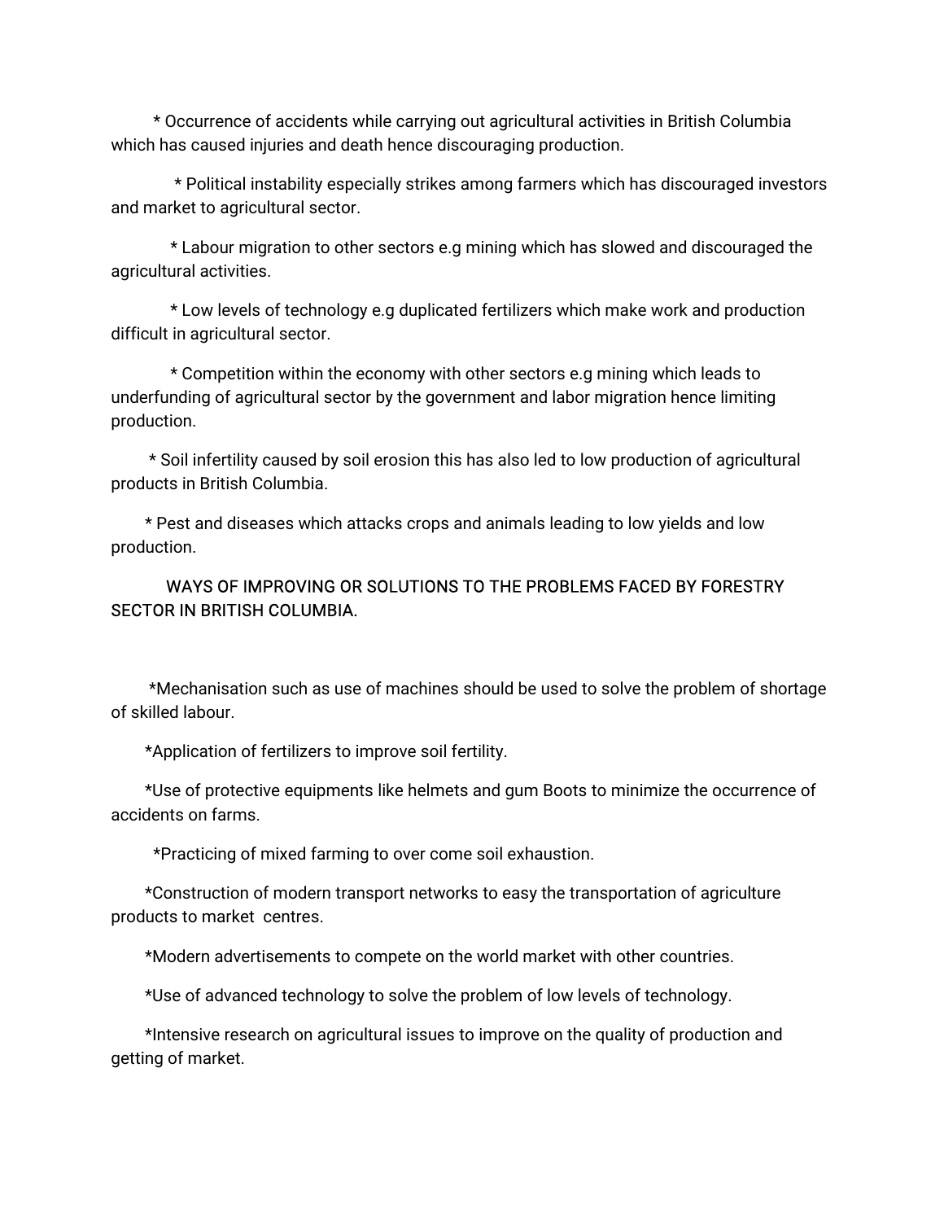* Occurrence of accidents while carrying out agricultural activities in British Columbia which has caused injuries and death hence discouraging production.

* Political instability especially strikes among farmers which has discouraged investors and market to agricultural sector.

* Labour migration to other sectors e.g mining which has slowed and discouraged the agricultural activities.

* Low levels of technology e.g duplicated fertilizers which make work and production difficult in agricultural sector.

* Competition within the economy with other sectors e.g mining which leads to underfunding of agricultural sector by the government and labor migration hence limiting production.

* Soil infertility caused by soil erosion this has also led to low production of agricultural products in British Columbia.

* Pest and diseases which attacks crops and animals leading to low yields and low production.

WAYS OF IMPROVING OR SOLUTIONS TO THE PROBLEMS FACED BY FORESTRY SECTOR IN BRITISH COLUMBIA.

*Mechanisation such as use of machines should be used to solve the problem of shortage of skilled labour.

*Application of fertilizers to improve soil fertility.

*Use of protective equipments like helmets and gum Boots to minimize the occurrence of accidents on farms.

*Practicing of mixed farming to over come soil exhaustion.

*Construction of modern transport networks to easy the transportation of agriculture products to market centres.

*Modern advertisements to compete on the world market with other countries.

*Use of advanced technology to solve the problem of low levels of technology.

*Intensive research on agricultural issues to improve on the quality of production and getting of market.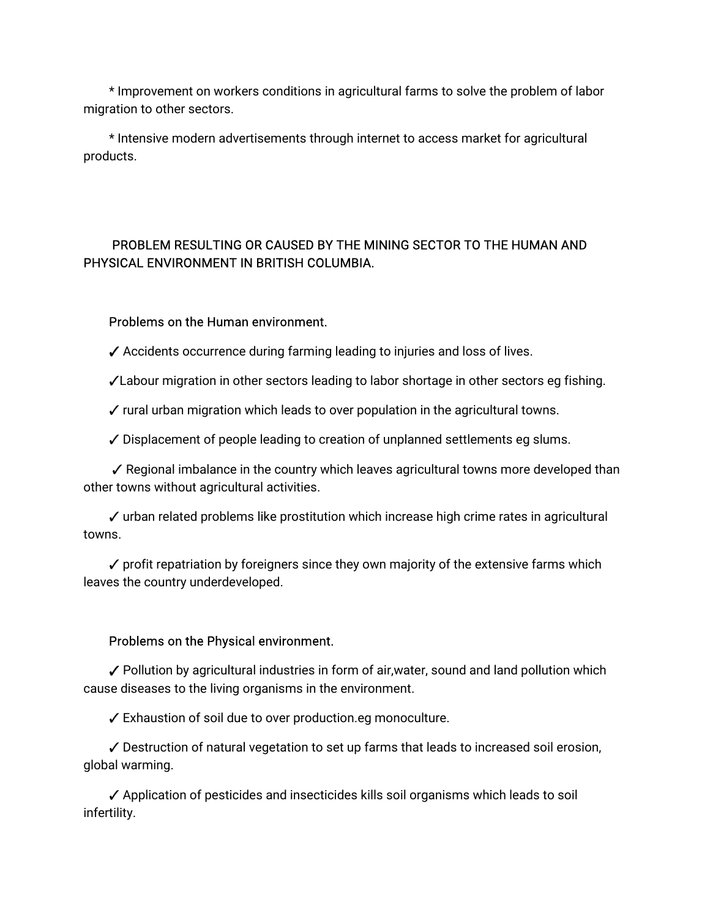* Improvement on workers conditions in agricultural farms to solve the problem of labor migration to other sectors.

* Intensive modern advertisements through internet to access market for agricultural products.

PROBLEM RESULTING OR CAUSED BY THE MINING SECTOR TO THE HUMAN AND PHYSICAL ENVIRONMENT IN BRITISH COLUMBIA.

Problems on the Human environment.

✓ Accidents occurrence during farming leading to injuries and loss of lives.

✓Labour migration in other sectors leading to labor shortage in other sectors eg fishing.

✓ rural urban migration which leads to over population in the agricultural towns.

✓ Displacement of people leading to creation of unplanned settlements eg slums.

✓ Regional imbalance in the country which leaves agricultural towns more developed than other towns without agricultural activities.

✓ urban related problems like prostitution which increase high crime rates in agricultural towns.

✓ profit repatriation by foreigners since they own majority of the extensive farms which leaves the country underdeveloped.

Problems on the Physical environment.

✓ Pollution by agricultural industries in form of air,water, sound and land pollution which cause diseases to the living organisms in the environment.

✓ Exhaustion of soil due to over production.eg monoculture.

✓ Destruction of natural vegetation to set up farms that leads to increased soil erosion, global warming.

✓ Application of pesticides and insecticides kills soil organisms which leads to soil infertility.